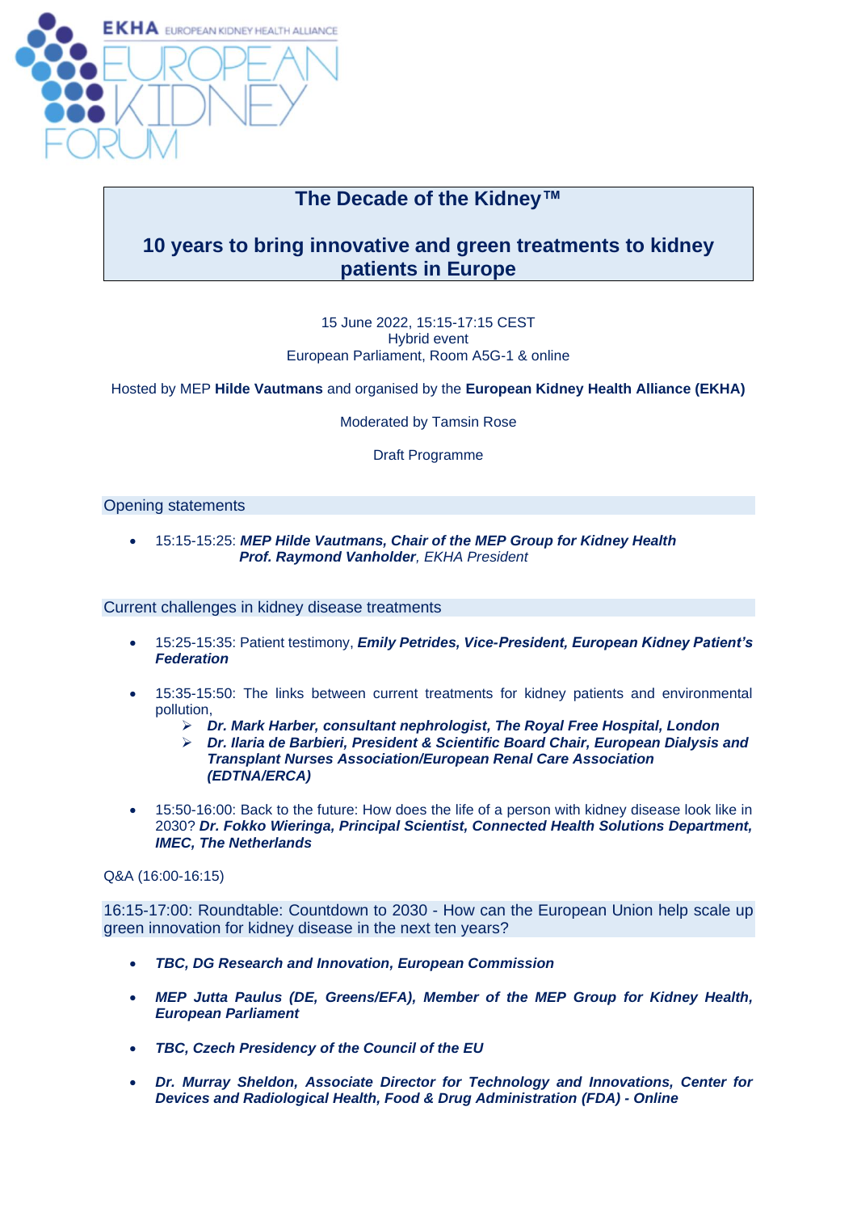# The Decade of the Kidney™

## 10 years to bring innovative and green treatments to kidney patients in Europe

15 June 2022, 15:15-17:15 CEST
Hybrid event
European Parliament, Room A5G-1 & online

Hosted by MEP **Hilde Vautmans** and organised by the **European Kidney Health Alliance (EKHA)**

Moderated by Tamsin Rose

Draft Programme

### Opening statements

- 15:15-15:25: ***MEP Hilde Vautmans, Chair of the MEP Group for Kidney Health***
  ***Prof. Raymond Vanholder****, EKHA President*

### Current challenges in kidney disease treatments

- 15:25-15:35: Patient testimony, ***Emily Petrides, Vice-President, European Kidney Patient's Federation***

- 15:35-15:50: The links between current treatments for kidney patients and environmental pollution,
  - ***Dr. Mark Harber, consultant nephrologist, The Royal Free Hospital, London***
  - ***Dr. Ilaria de Barbieri, President & Scientific Board Chair, European Dialysis and Transplant Nurses Association/European Renal Care Association (EDTNA/ERCA)***

- 15:50-16:00: Back to the future: How does the life of a person with kidney disease look like in 2030? ***Dr. Fokko Wieringa, Principal Scientist, Connected Health Solutions Department, IMEC, The Netherlands***

Q&A (16:00-16:15)

### 16:15-17:00: Roundtable: Countdown to 2030 - How can the European Union help scale up green innovation for kidney disease in the next ten years?

- ***TBC, DG Research and Innovation, European Commission***

- ***MEP Jutta Paulus (DE, Greens/EFA), Member of the MEP Group for Kidney Health, European Parliament***

- ***TBC, Czech Presidency of the Council of the EU***

- ***Dr. Murray Sheldon, Associate Director for Technology and Innovations, Center for Devices and Radiological Health, Food & Drug Administration (FDA) - Online***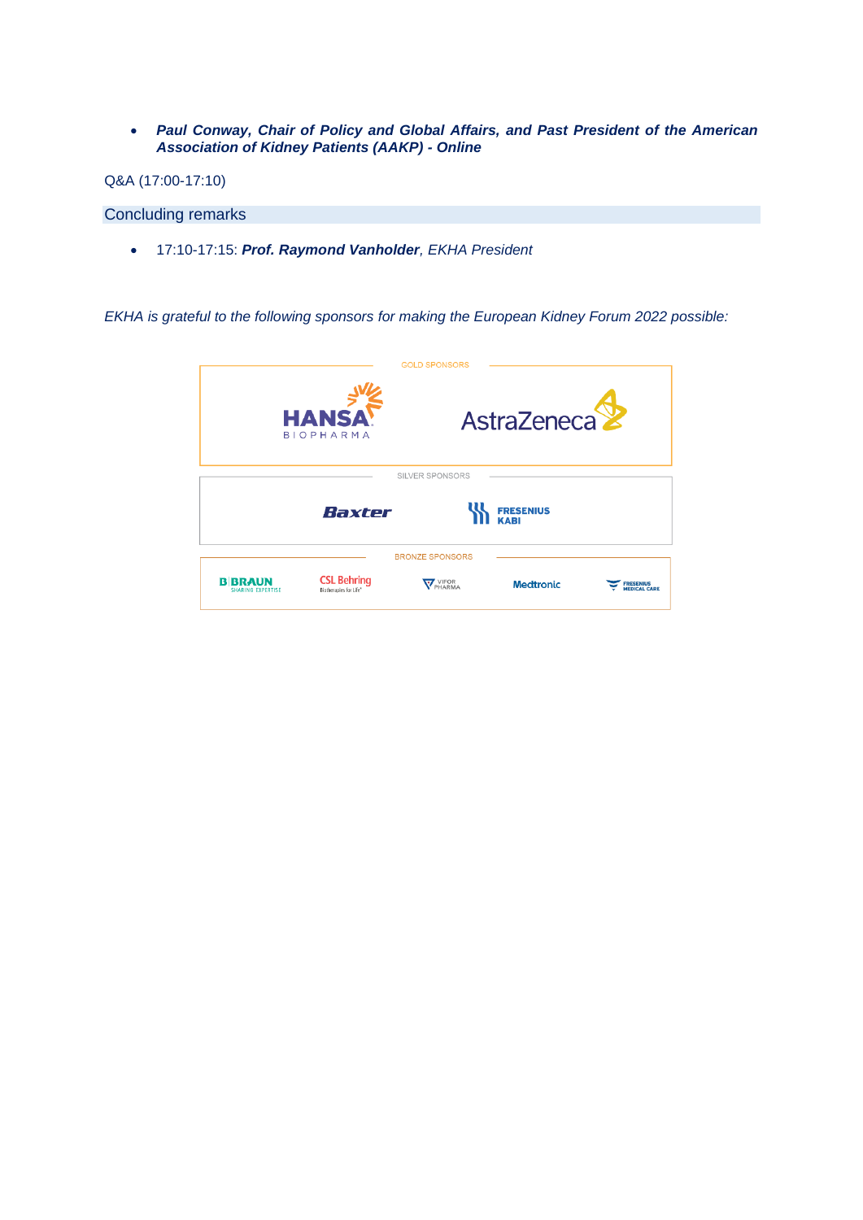- ***Paul Conway, Chair of Policy and Global Affairs, and Past President of the American Association of Kidney Patients (AAKP) - Online***

Q&A (17:00-17:10)

## Concluding remarks

- 17:10-17:15: ***Prof. Raymond Vanholder****, EKHA President*

*EKHA is grateful to the following sponsors for making the European Kidney Forum 2022 possible:*

GOLD SPONSORS

HANSA BIOPHARMA

AstraZeneca

SILVER SPONSORS

Baxter

FRESENIUS KABI

BRONZE SPONSORS

B|BRAUN SHARING EXPERTISE

CSL Behring Biotherapies for Life

VIFOR PHARMA

Medtronic

FRESENIUS MEDICAL CARE